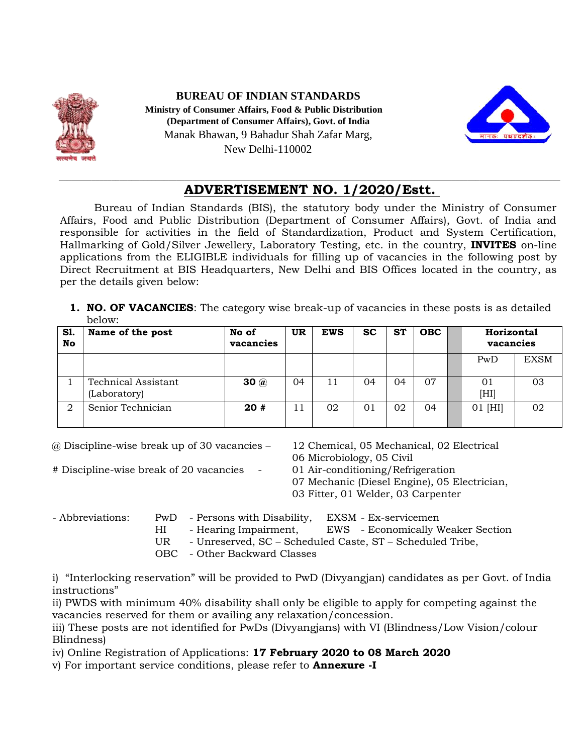**BUREAU OF INDIAN STANDARDS**
**Ministry of Consumer Affairs, Food & Public Distribution**
**(Department of Consumer Affairs), Govt. of India**
Manak Bhawan, 9 Bahadur Shah Zafar Marg,
New Delhi-110002

# ADVERTISEMENT NO. 1/2020/Estt.

Bureau of Indian Standards (BIS), the statutory body under the Ministry of Consumer Affairs, Food and Public Distribution (Department of Consumer Affairs), Govt. of India and responsible for activities in the field of Standardization, Product and System Certification, Hallmarking of Gold/Silver Jewellery, Laboratory Testing, etc. in the country, **INVITES** on-line applications from the ELIGIBLE individuals for filling up of vacancies in the following post by Direct Recruitment at BIS Headquarters, New Delhi and BIS Offices located in the country, as per the details given below:

1. **NO. OF VACANCIES**: The category wise break-up of vacancies in these posts is as detailed below:

| Sl. No | Name of the post | No of vacancies | UR | EWS | SC | ST | OBC | | Horizontal vacancies | |
|---|---|---|---|---|---|---|---|---|---|---|
| | | | | | | | | | PwD | EXSM |
| 1 | Technical Assistant (Laboratory) | **30** @ | 04 | 11 | 04 | 04 | 07 | | 01 [HI] | 03 |
| 2 | Senior Technician | **20** # | 11 | 02 | 01 | 02 | 04 | | 01 [HI] | 02 |

@ Discipline-wise break up of 30 vacancies – 12 Chemical, 05 Mechanical, 02 Electrical, 06 Microbiology, 05 Civil

# Discipline-wise break of 20 vacancies - 01 Air-conditioning/Refrigeration, 07 Mechanic (Diesel Engine), 05 Electrician, 03 Fitter, 01 Welder, 03 Carpenter

- Abbreviations:
  - PwD - Persons with Disability, EXSM - Ex-servicemen
  - HI - Hearing Impairment, EWS - Economically Weaker Section
  - UR - Unreserved, SC – Scheduled Caste, ST – Scheduled Tribe,
  - OBC - Other Backward Classes

i) "Interlocking reservation" will be provided to PwD (Divyangjan) candidates as per Govt. of India instructions"

ii) PWDS with minimum 40% disability shall only be eligible to apply for competing against the vacancies reserved for them or availing any relaxation/concession.

iii) These posts are not identified for PwDs (Divyangjans) with VI (Blindness/Low Vision/colour Blindness)

iv) Online Registration of Applications: **17 February 2020 to 08 March 2020**

v) For important service conditions, please refer to **Annexure -I**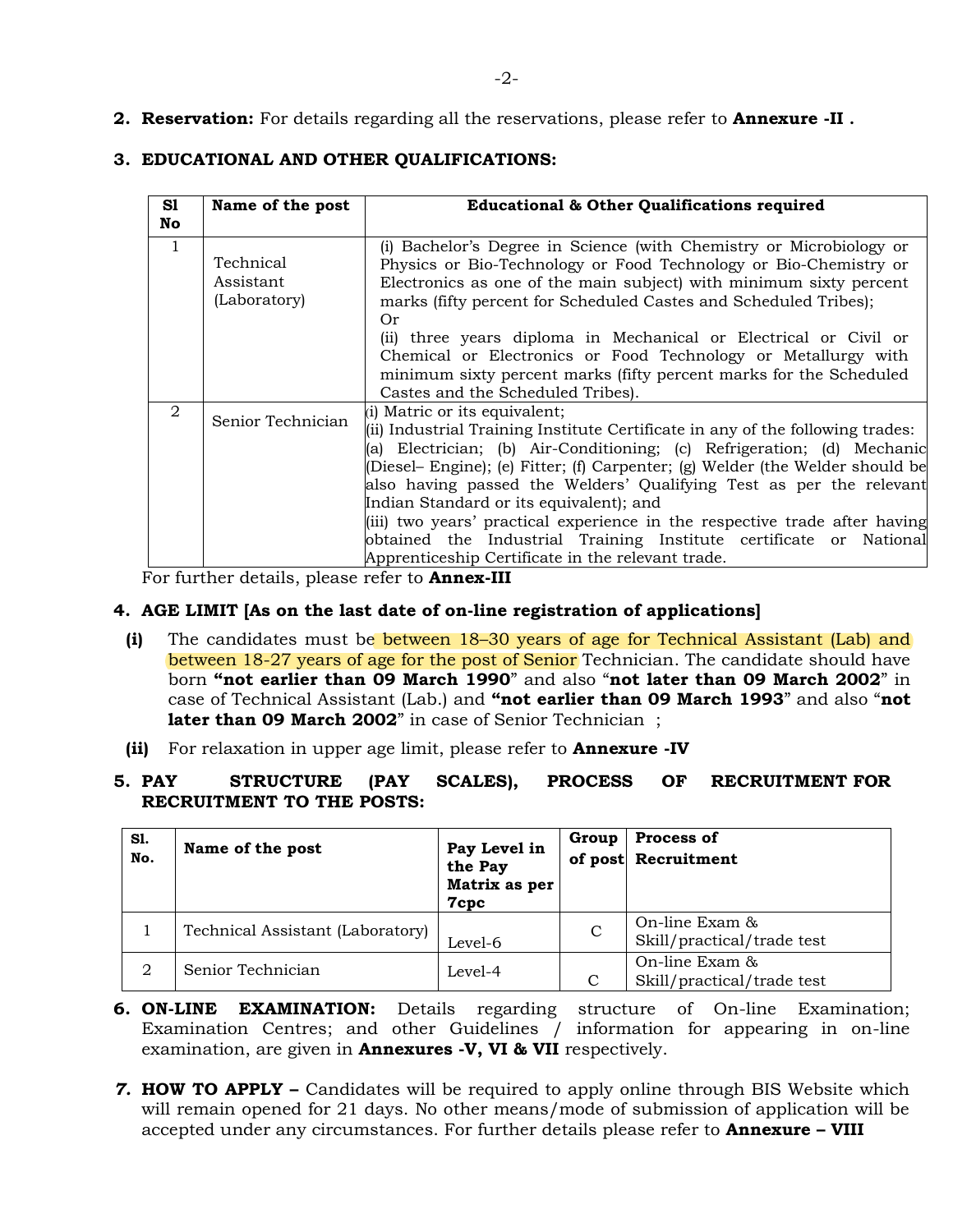**2. Reservation:** For details regarding all the reservations, please refer to **Annexure -II .**

**3. EDUCATIONAL AND OTHER QUALIFICATIONS:**

| Sl No | Name of the post | Educational & Other Qualifications required |
|---|---|---|
| 1 | Technical Assistant (Laboratory) | (i) Bachelor's Degree in Science (with Chemistry or Microbiology or Physics or Bio-Technology or Food Technology or Bio-Chemistry or Electronics as one of the main subject) with minimum sixty percent marks (fifty percent for Scheduled Castes and Scheduled Tribes); Or (ii) three years diploma in Mechanical or Electrical or Civil or Chemical or Electronics or Food Technology or Metallurgy with minimum sixty percent marks (fifty percent marks for the Scheduled Castes and the Scheduled Tribes). |
| 2 | Senior Technician | (i) Matric or its equivalent; (ii) Industrial Training Institute Certificate in any of the following trades: (a) Electrician; (b) Air-Conditioning; (c) Refrigeration; (d) Mechanic (Diesel– Engine); (e) Fitter; (f) Carpenter; (g) Welder (the Welder should be also having passed the Welders' Qualifying Test as per the relevant Indian Standard or its equivalent); and (iii) two years' practical experience in the respective trade after having obtained the Industrial Training Institute certificate or National Apprenticeship Certificate in the relevant trade. |

For further details, please refer to **Annex-III**

**4. AGE LIMIT [As on the last date of on-line registration of applications]**

**(i)** The candidates must be between 18–30 years of age for Technical Assistant (Lab) and between 18-27 years of age for the post of Senior Technician. The candidate should have born **"not earlier than 09 March 1990"** and also "**not later than 09 March 2002**" in case of Technical Assistant (Lab.) and **"not earlier than 09 March 1993"** and also "**not later than 09 March 2002**" in case of Senior Technician ;

**(ii)** For relaxation in upper age limit, please refer to **Annexure -IV**

**5. PAY STRUCTURE (PAY SCALES), PROCESS OF RECRUITMENT FOR RECRUITMENT TO THE POSTS:**

| Sl. No. | Name of the post | Pay Level in the Pay Matrix as per 7cpc | Group of post | Process of Recruitment |
|---|---|---|---|---|
| 1 | Technical Assistant (Laboratory) | Level-6 | C | On-line Exam & Skill/practical/trade test |
| 2 | Senior Technician | Level-4 | C | On-line Exam & Skill/practical/trade test |

**6. ON-LINE EXAMINATION:** Details regarding structure of On-line Examination; Examination Centres; and other Guidelines / information for appearing in on-line examination, are given in **Annexures -V, VI & VII** respectively.

**7. HOW TO APPLY –** Candidates will be required to apply online through BIS Website which will remain opened for 21 days. No other means/mode of submission of application will be accepted under any circumstances. For further details please refer to **Annexure – VIII**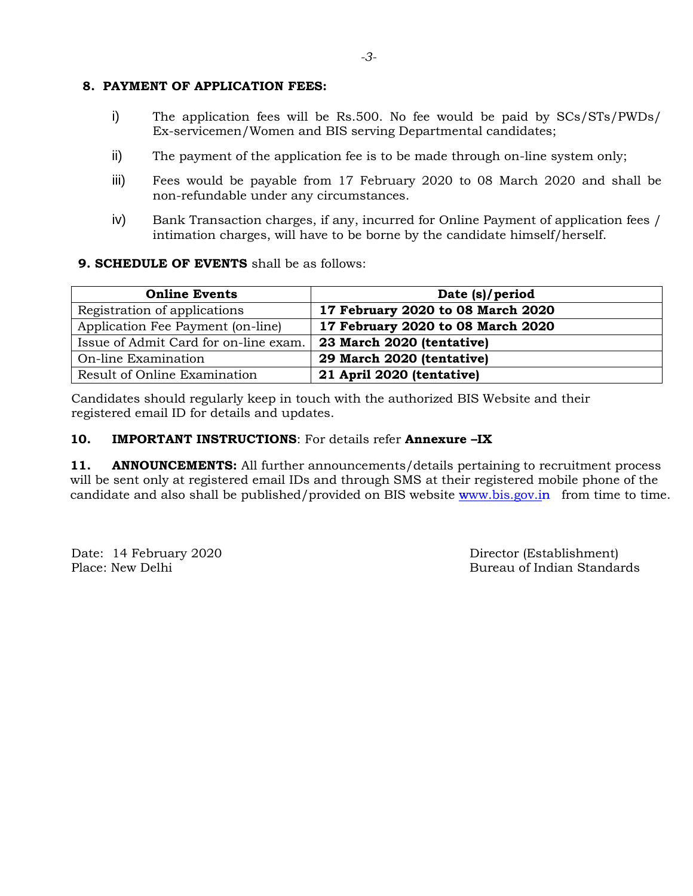**8. PAYMENT OF APPLICATION FEES:**

i) The application fees will be Rs.500. No fee would be paid by SCs/STs/PWDs/ Ex-servicemen/Women and BIS serving Departmental candidates;

ii) The payment of the application fee is to be made through on-line system only;

iii) Fees would be payable from 17 February 2020 to 08 March 2020 and shall be non-refundable under any circumstances.

iv) Bank Transaction charges, if any, incurred for Online Payment of application fees / intimation charges, will have to be borne by the candidate himself/herself.

**9. SCHEDULE OF EVENTS** shall be as follows:

| Online Events | Date (s)/period |
|---|---|
| Registration of applications | **17 February 2020 to 08 March 2020** |
| Application Fee Payment (on-line) | **17 February 2020 to 08 March 2020** |
| Issue of Admit Card for on-line exam. | **23 March 2020 (tentative)** |
| On-line Examination | **29 March 2020 (tentative)** |
| Result of Online Examination | **21 April 2020 (tentative)** |

Candidates should regularly keep in touch with the authorized BIS Website and their registered email ID for details and updates.

**10. IMPORTANT INSTRUCTIONS**: For details refer **Annexure –IX**

**11. ANNOUNCEMENTS:** All further announcements/details pertaining to recruitment process will be sent only at registered email IDs and through SMS at their registered mobile phone of the candidate and also shall be published/provided on BIS website www.bis.gov.in from time to time.

Date: 14 February 2020
Place: New Delhi

Director (Establishment)
Bureau of Indian Standards